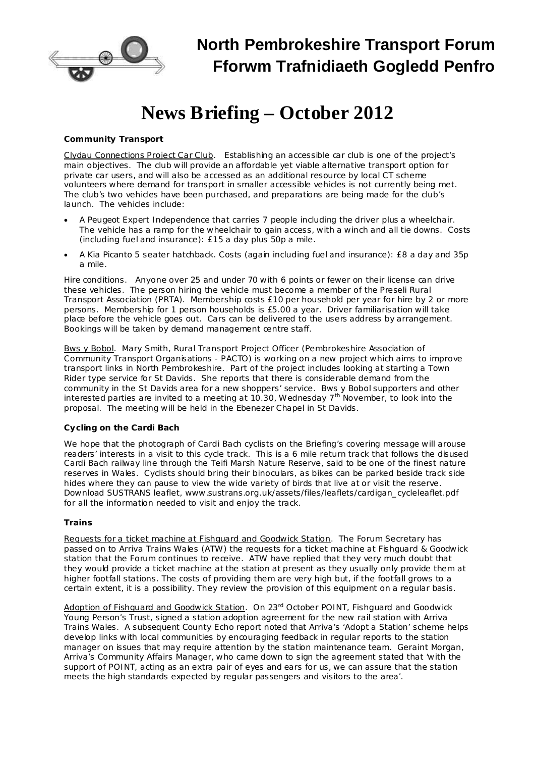# North Pembrokeshire Transport Forum
# Fforwm Trafnidiaeth Gogledd Penfro

# News Briefing – October 2012

### Community Transport

Clydau Connections Project Car Club. Establishing an accessible car club is one of the project's main objectives. The club will provide an affordable yet viable alternative transport option for private car users, and will also be accessed as an additional resource by local CT scheme volunteers where demand for transport in smaller accessible vehicles is not currently being met. The club's two vehicles have been purchased, and preparations are being made for the club's launch. The vehicles include:

- A Peugeot Expert Independence that carries 7 people including the driver plus a wheelchair. The vehicle has a ramp for the wheelchair to gain access, with a winch and all tie downs. Costs (including fuel and insurance): £15 a day plus 50p a mile.
- A Kia Picanto 5 seater hatchback. Costs (again including fuel and insurance): £8 a day and 35p a mile.

Hire conditions. Anyone over 25 and under 70 with 6 points or fewer on their license can drive these vehicles. The person hiring the vehicle must become a member of the Preseli Rural Transport Association (PRTA). Membership costs £10 per household per year for hire by 2 or more persons. Membership for 1 person households is £5.00 a year. Driver familiarisation will take place before the vehicle goes out. Cars can be delivered to the users address by arrangement. Bookings will be taken by demand management centre staff.

Bws y Bobol. Mary Smith, Rural Transport Project Officer (Pembrokeshire Association of Community Transport Organisations - PACTO) is working on a new project which aims to improve transport links in North Pembrokeshire. Part of the project includes looking at starting a Town Rider type service for St Davids. She reports that there is considerable demand from the community in the St Davids area for a new shoppers' service. Bws y Bobol supporters and other interested parties are invited to a meeting at 10.30, Wednesday 7th November, to look into the proposal. The meeting will be held in the Ebenezer Chapel in St Davids.

### Cycling on the Cardi Bach

We hope that the photograph of Cardi Bach cyclists on the Briefing's covering message will arouse readers' interests in a visit to this cycle track. This is a 6 mile return track that follows the disused Cardi Bach railway line through the Teifi Marsh Nature Reserve, said to be one of the finest nature reserves in Wales. Cyclists should bring their binoculars, as bikes can be parked beside track side hides where they can pause to view the wide variety of birds that live at or visit the reserve. Download SUSTRANS leaflet, www.sustrans.org.uk/assets/files/leaflets/cardigan_cycleleaflet.pdf for all the information needed to visit and enjoy the track.

### Trains

Requests for a ticket machine at Fishguard and Goodwick Station. The Forum Secretary has passed on to Arriva Trains Wales (ATW) the requests for a ticket machine at Fishguard & Goodwick station that the Forum continues to receive. ATW have replied that they very much doubt that they would provide a ticket machine at the station at present as they usually only provide them at higher footfall stations. The costs of providing them are very high but, if the footfall grows to a certain extent, it is a possibility. They review the provision of this equipment on a regular basis.

Adoption of Fishguard and Goodwick Station. On 23rd October POINT, Fishguard and Goodwick Young Person's Trust, signed a station adoption agreement for the new rail station with Arriva Trains Wales. A subsequent County Echo report noted that Arriva's 'Adopt a Station' scheme helps develop links with local communities by encouraging feedback in regular reports to the station manager on issues that may require attention by the station maintenance team. Geraint Morgan, Arriva's Community Affairs Manager, who came down to sign the agreement stated that 'with the support of POINT, acting as an extra pair of eyes and ears for us, we can assure that the station meets the high standards expected by regular passengers and visitors to the area'.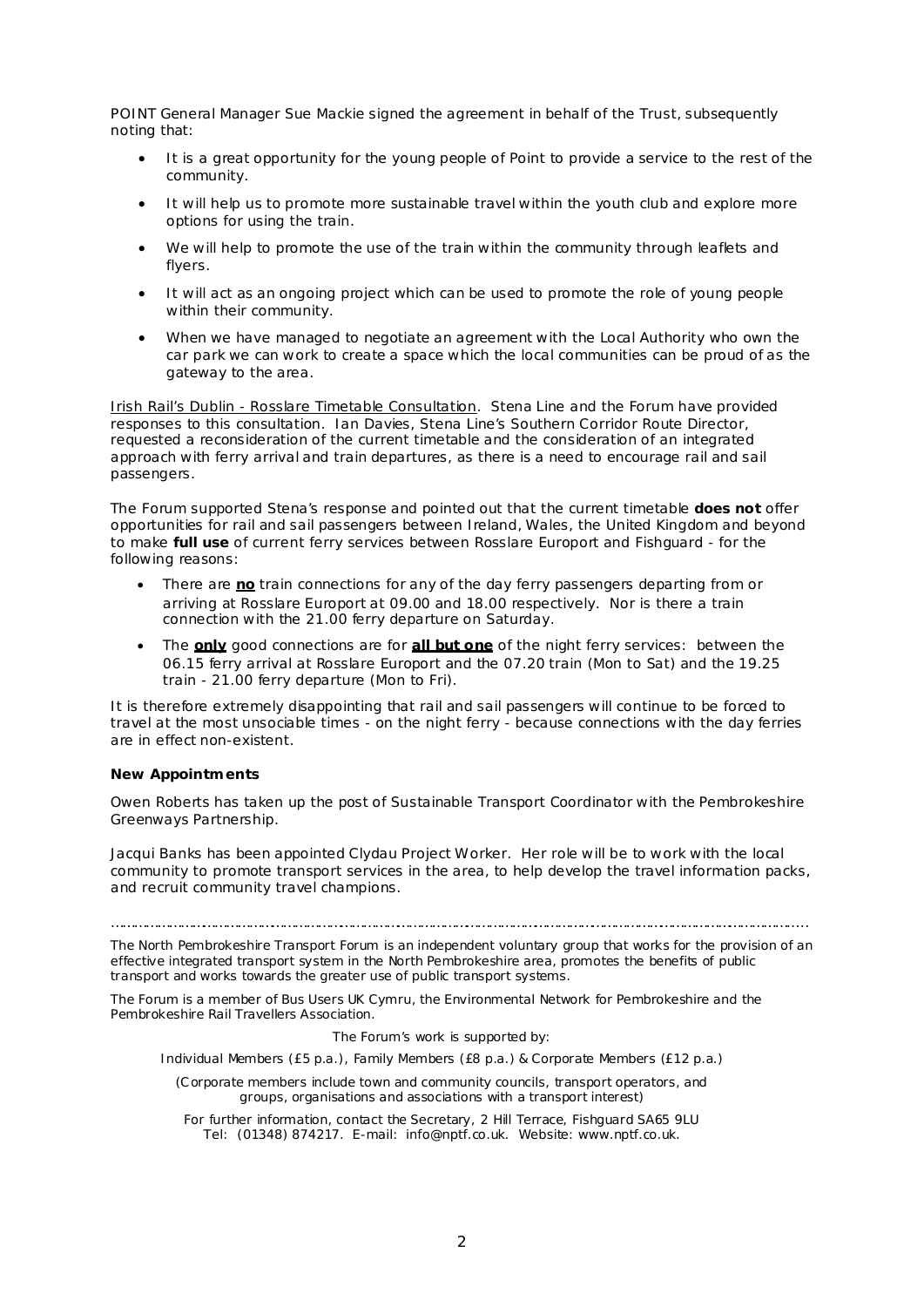POINT General Manager Sue Mackie signed the agreement in behalf of the Trust, subsequently noting that:

- It is a great opportunity for the young people of Point to provide a service to the rest of the community.
- It will help us to promote more sustainable travel within the youth club and explore more options for using the train.
- We will help to promote the use of the train within the community through leaflets and flyers.
- It will act as an ongoing project which can be used to promote the role of young people within their community.
- When we have managed to negotiate an agreement with the Local Authority who own the car park we can work to create a space which the local communities can be proud of as the gateway to the area.

Irish Rail's Dublin - Rosslare Timetable Consultation. Stena Line and the Forum have provided responses to this consultation. Ian Davies, Stena Line's Southern Corridor Route Director, requested a reconsideration of the current timetable and the consideration of an integrated approach with ferry arrival and train departures, as there is a need to encourage rail and sail passengers.

The Forum supported Stena's response and pointed out that the current timetable **does not** offer opportunities for rail and sail passengers between Ireland, Wales, the United Kingdom and beyond to make **full use** of current ferry services between Rosslare Europort and Fishguard - for the following reasons:

- There are **no** train connections for any of the day ferry passengers departing from or arriving at Rosslare Europort at 09.00 and 18.00 respectively. Nor is there a train connection with the 21.00 ferry departure on Saturday.
- The **only** good connections are for **all but one** of the night ferry services: between the 06.15 ferry arrival at Rosslare Europort and the 07.20 train (Mon to Sat) and the 19.25 train - 21.00 ferry departure (Mon to Fri).

It is therefore extremely disappointing that rail and sail passengers will continue to be forced to travel at the most unsociable times - on the night ferry - because connections with the day ferries are in effect non-existent.

**New Appointments**

Owen Roberts has taken up the post of Sustainable Transport Coordinator with the Pembrokeshire Greenways Partnership.

Jacqui Banks has been appointed Clydau Project Worker. Her role will be to work with the local community to promote transport services in the area, to help develop the travel information packs, and recruit community travel champions.

---

*The North Pembrokeshire Transport Forum is an independent voluntary group that works for the provision of an effective integrated transport system in the North Pembrokeshire area, promotes the benefits of public transport and works towards the greater use of public transport systems.*

*The Forum is a member of Bus Users UK Cymru, the Environmental Network for Pembrokeshire and the Pembrokeshire Rail Travellers Association.*

*The Forum's work is supported by:*

*Individual Members (£5 p.a.), Family Members (£8 p.a.) & Corporate Members (£12 p.a.)*

*(Corporate members include town and community councils, transport operators, and groups, organisations and associations with a transport interest)*

*For further information, contact the Secretary, 2 Hill Terrace, Fishguard SA65 9LU Tel: (01348) 874217. E-mail: info@nptf.co.uk. Website: www.nptf.co.uk.*